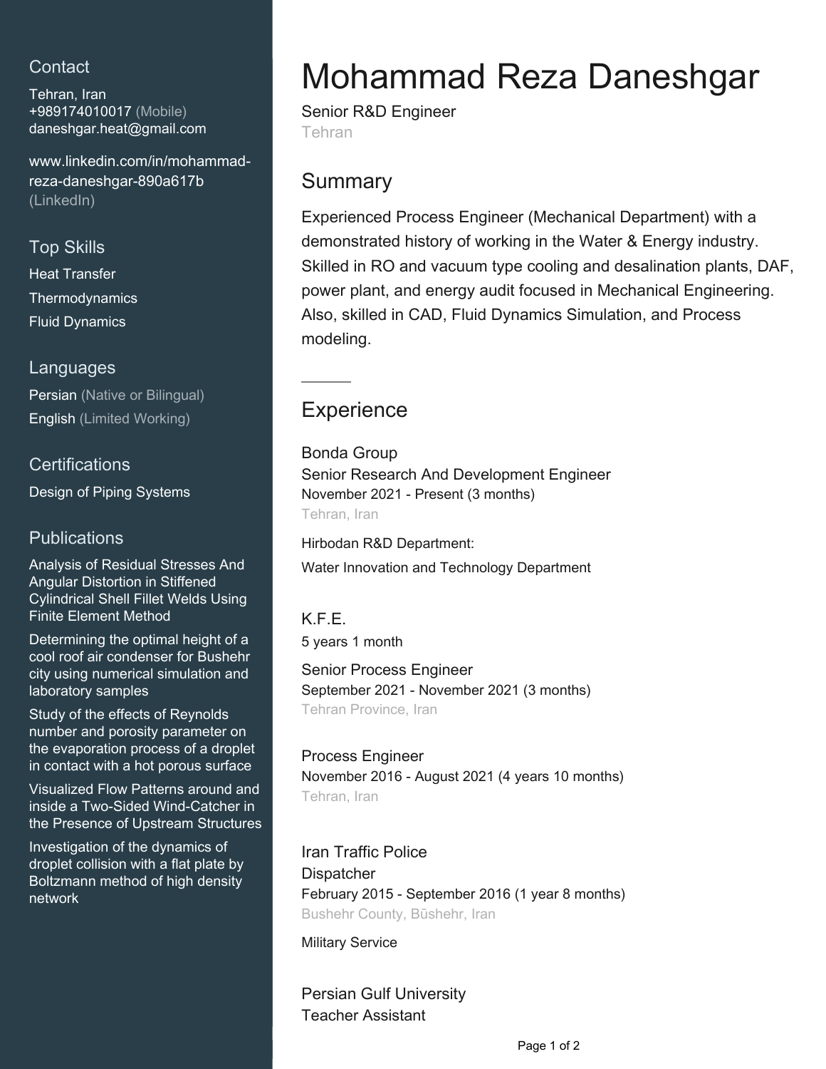## Contact

Tehran, Iran
+989174010017 (Mobile)
daneshgar.heat@gmail.com

www.linkedin.com/in/mohammad-reza-daneshgar-890a617b (LinkedIn)

## Top Skills

Heat Transfer
Thermodynamics
Fluid Dynamics

## Languages

Persian (Native or Bilingual)
English (Limited Working)

## Certifications

Design of Piping Systems

## Publications

Analysis of Residual Stresses And Angular Distortion in Stiffened Cylindrical Shell Fillet Welds Using Finite Element Method

Determining the optimal height of a cool roof air condenser for Bushehr city using numerical simulation and laboratory samples

Study of the effects of Reynolds number and porosity parameter on the evaporation process of a droplet in contact with a hot porous surface

Visualized Flow Patterns around and inside a Two-Sided Wind-Catcher in the Presence of Upstream Structures

Investigation of the dynamics of droplet collision with a flat plate by Boltzmann method of high density network

# Mohammad Reza Daneshgar

Senior R&D Engineer
Tehran

## Summary

Experienced Process Engineer (Mechanical Department) with a demonstrated history of working in the Water & Energy industry. Skilled in RO and vacuum type cooling and desalination plants, DAF, power plant, and energy audit focused in Mechanical Engineering. Also, skilled in CAD, Fluid Dynamics Simulation, and Process modeling.

## Experience

### Bonda Group

Senior Research And Development Engineer
November 2021 - Present (3 months)
Tehran, Iran

Hirbodan R&D Department:

Water Innovation and Technology Department

### K.F.E.

5 years 1 month

Senior Process Engineer
September 2021 - November 2021 (3 months)
Tehran Province, Iran

Process Engineer
November 2016 - August 2021 (4 years 10 months)
Tehran, Iran

### Iran Traffic Police

Dispatcher
February 2015 - September 2016 (1 year 8 months)
Bushehr County, Būshehr, Iran

Military Service

### Persian Gulf University

Teacher Assistant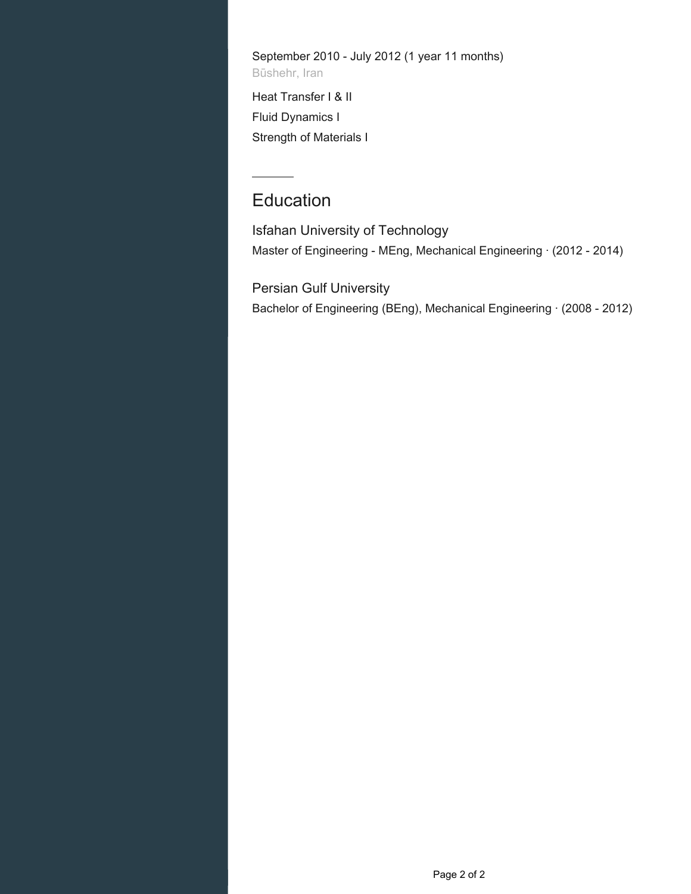September 2010 - July 2012 (1 year 11 months)

Būshehr, Iran

Heat Transfer I & II

Fluid Dynamics I

Strength of Materials I

## Education

### Isfahan University of Technology

Master of Engineering - MEng, Mechanical Engineering · (2012 - 2014)

### Persian Gulf University

Bachelor of Engineering (BEng), Mechanical Engineering · (2008 - 2012)